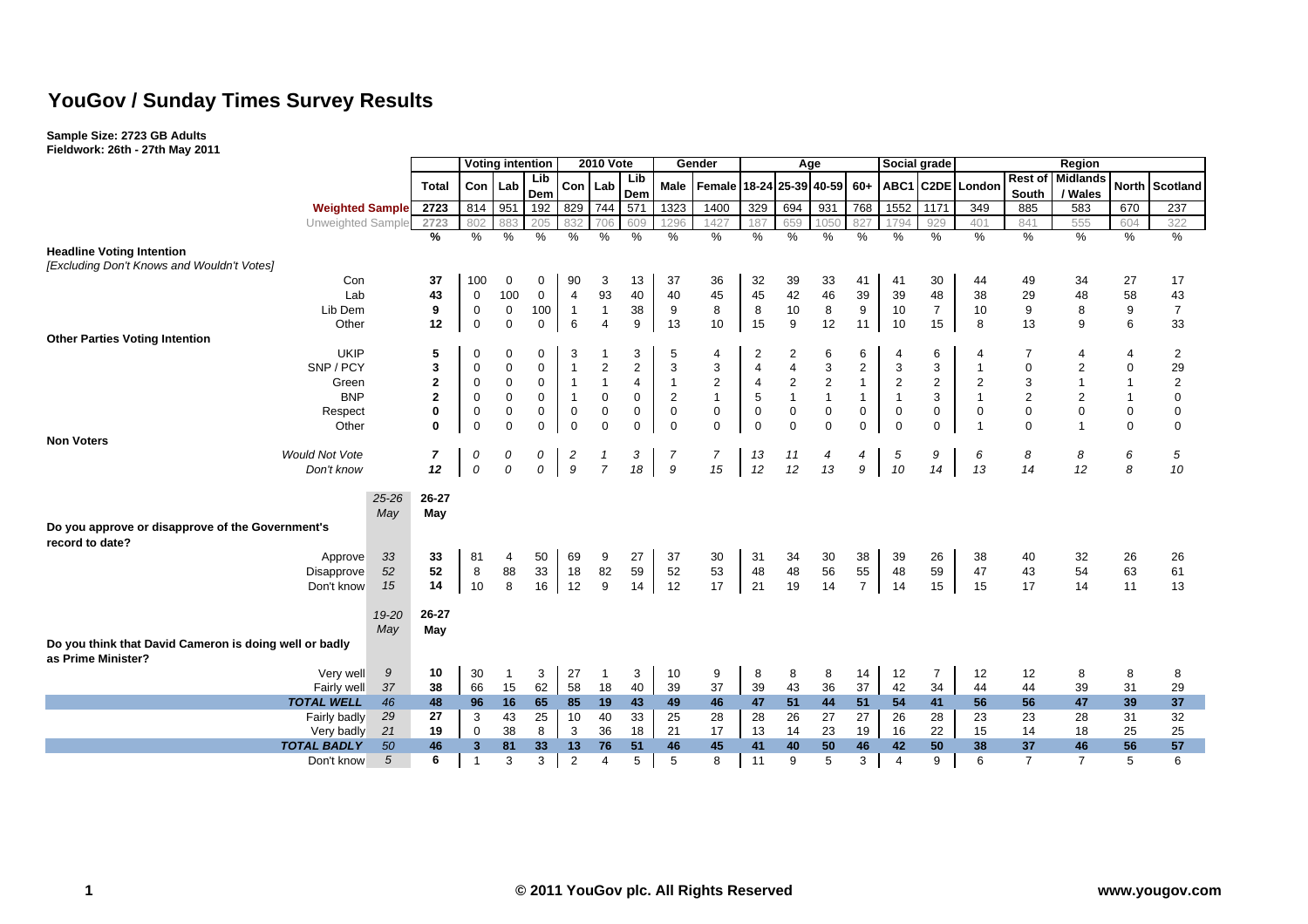# YouGov / Sunday Times Survey Results

**Sample Size: 2723 GB Adults**
**Fieldwork: 26th - 27th May 2011**

| | | Total | Voting intention | | | 2010 Vote | | | Gender | | Age | | | | Social grade | | Region | | | | |
|---|---|---|---|---|---|---|---|---|---|---|---|---|---|---|---|---|---|---|---|---|---|
| | | | Con | Lab | Lib Dem | Con | Lab | Lib Dem | Male | Female | 18-24 | 25-39 | 40-59 | 60+ | ABC1 | C2DE | London | Rest of South | Midlands / Wales | North | Scotland |
| **Weighted Sample** | | 2723 | 814 | 951 | 192 | 829 | 744 | 571 | 1323 | 1400 | 329 | 694 | 931 | 768 | 1552 | 1171 | 349 | 885 | 583 | 670 | 237 |
| Unweighted Sample | | 2723 | 802 | 883 | 205 | 832 | 706 | 609 | 1296 | 1427 | 187 | 659 | 1050 | 827 | 1794 | 929 | 401 | 841 | 555 | 604 | 322 |
| | | % | % | % | % | % | % | % | % | % | % | % | % | % | % | % | % | % | % | % | % |
| **Headline Voting Intention** | | | | | | | | | | | | | | | | | | | | | |
| *[Excluding Don't Knows and Wouldn't Votes]* | | | | | | | | | | | | | | | | | | | | | |
| Con | | **37** | 100 | 0 | 0 | 90 | 3 | 13 | 37 | 36 | 32 | 39 | 33 | 41 | 41 | 30 | 44 | 49 | 34 | 27 | 17 |
| Lab | | **43** | 0 | 100 | 0 | 4 | 93 | 40 | 40 | 45 | 45 | 42 | 46 | 39 | 39 | 48 | 38 | 29 | 48 | 58 | 43 |
| Lib Dem | | **9** | 0 | 0 | 100 | 1 | 1 | 38 | 9 | 8 | 8 | 10 | 8 | 9 | 10 | 7 | 10 | 9 | 8 | 9 | 7 |
| Other | | **12** | 0 | 0 | 0 | 6 | 4 | 9 | 13 | 10 | 15 | 9 | 12 | 11 | 10 | 15 | 8 | 13 | 9 | 6 | 33 |
| **Other Parties Voting Intention** | | | | | | | | | | | | | | | | | | | | | |
| UKIP | | **5** | 0 | 0 | 0 | 3 | 1 | 3 | 5 | 4 | 2 | 2 | 6 | 6 | 4 | 6 | 4 | 7 | 4 | 4 | 2 |
| SNP / PCY | | **3** | 0 | 0 | 0 | 1 | 2 | 2 | 3 | 3 | 4 | 4 | 3 | 2 | 3 | 3 | 1 | 0 | 2 | 0 | 29 |
| Green | | **2** | 0 | 0 | 0 | 1 | 1 | 4 | 1 | 2 | 4 | 2 | 2 | 1 | 2 | 2 | 2 | 3 | 1 | 1 | 2 |
| BNP | | **2** | 0 | 0 | 0 | 1 | 0 | 0 | 2 | 1 | 5 | 1 | 1 | 1 | 1 | 3 | 1 | 2 | 2 | 1 | 0 |
| Respect | | **0** | 0 | 0 | 0 | 0 | 0 | 0 | 0 | 0 | 0 | 0 | 0 | 0 | 0 | 0 | 0 | 0 | 0 | 0 | 0 |
| Other | | **0** | 0 | 0 | 0 | 0 | 0 | 0 | 0 | 0 | 0 | 0 | 0 | 0 | 0 | 0 | 1 | 0 | 1 | 0 | 0 |
| **Non Voters** | | | | | | | | | | | | | | | | | | | | | |
| *Would Not Vote* | | ***7*** | *0* | *0* | *0* | *2* | *1* | *3* | *7* | *7* | *13* | *11* | *4* | *4* | *5* | *9* | *6* | *8* | *8* | *6* | *5* |
| *Don't know* | | ***12*** | *0* | *0* | *0* | *9* | *7* | *18* | *9* | *15* | *12* | *12* | *13* | *9* | *10* | *14* | *13* | *14* | *12* | *8* | *10* |
| | *25-26 May* | **26-27 May** | | | | | | | | | | | | | | | | | | | |
| **Do you approve or disapprove of the Government's record to date?** | | | | | | | | | | | | | | | | | | | | | |
| Approve | 33 | **33** | 81 | 4 | 50 | 69 | 9 | 27 | 37 | 30 | 31 | 34 | 30 | 38 | 39 | 26 | 38 | 40 | 32 | 26 | 26 |
| Disapprove | 52 | **52** | 8 | 88 | 33 | 18 | 82 | 59 | 52 | 53 | 48 | 48 | 56 | 55 | 48 | 59 | 47 | 43 | 54 | 63 | 61 |
| Don't know | 15 | **14** | 10 | 8 | 16 | 12 | 9 | 14 | 12 | 17 | 21 | 19 | 14 | 7 | 14 | 15 | 15 | 17 | 14 | 11 | 13 |
| | *19-20 May* | **26-27 May** | | | | | | | | | | | | | | | | | | | |
| **Do you think that David Cameron is doing well or badly as Prime Minister?** | | | | | | | | | | | | | | | | | | | | | |
| Very well | 9 | **10** | 30 | 1 | 3 | 27 | 1 | 3 | 10 | 9 | 8 | 8 | 8 | 14 | 12 | 7 | 12 | 12 | 8 | 8 | 8 |
| Fairly well | 37 | **38** | 66 | 15 | 62 | 58 | 18 | 40 | 39 | 37 | 39 | 43 | 36 | 37 | 42 | 34 | 44 | 44 | 39 | 31 | 29 |
| ***TOTAL WELL*** | 46 | **48** | **96** | **16** | **65** | **85** | **19** | **43** | **49** | **46** | **47** | **51** | **44** | **51** | **54** | **41** | **56** | **56** | **47** | **39** | **37** |
| Fairly badly | 29 | **27** | 3 | 43 | 25 | 10 | 40 | 33 | 25 | 28 | 28 | 26 | 27 | 27 | 26 | 28 | 23 | 23 | 28 | 31 | 32 |
| Very badly | 21 | **19** | 0 | 38 | 8 | 3 | 36 | 18 | 21 | 17 | 13 | 14 | 23 | 19 | 16 | 22 | 15 | 14 | 18 | 25 | 25 |
| ***TOTAL BADLY*** | 50 | **46** | **3** | **81** | **33** | **13** | **76** | **51** | **46** | **45** | **41** | **40** | **50** | **46** | **42** | **50** | **38** | **37** | **46** | **56** | **57** |
| Don't know | 5 | **6** | 1 | 3 | 3 | 2 | 4 | 5 | 5 | 8 | 11 | 9 | 5 | 3 | 4 | 9 | 6 | 7 | 7 | 5 | 6 |

© 2011 YouGov plc. All Rights Reserved www.yougov.com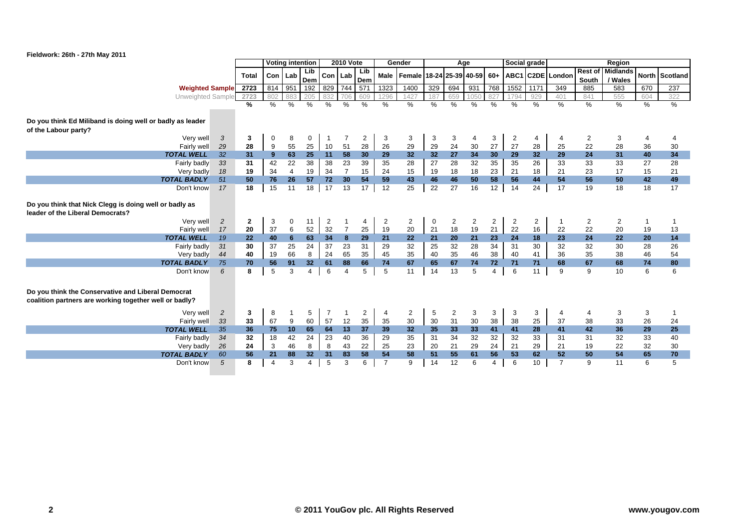Fieldwork: 26th - 27th May 2011

| | | | Voting intention | | | 2010 Vote | | | Gender | | Age | | | | Social grade | | Region | | | | |
|---|---|---|---|---|---|---|---|---|---|---|---|---|---|---|---|---|---|---|---|---|---|
| | | Total | Con | Lab | Lib Dem | Con | Lab | Lib Dem | Male | Female | 18-24 | 25-39 | 40-59 | 60+ | ABC1 | C2DE | London | Rest of South | Midlands / Wales | North | Scotland |
| **Weighted Sample** | | 2723 | 814 | 951 | 192 | 829 | 744 | 571 | 1323 | 1400 | 329 | 694 | 931 | 768 | 1552 | 1171 | 349 | 885 | 583 | 670 | 237 |
| Unweighted Sample | | 2723 | 802 | 883 | 205 | 832 | 706 | 609 | 1296 | 1427 | 187 | 659 | 1050 | 827 | 1794 | 929 | 401 | 841 | 555 | 604 | 322 |
| | | % | % | % | % | % | % | % | % | % | % | % | % | % | % | % | % | % | % | % | % |
| **Do you think Ed Miliband is doing well or badly as leader of the Labour party?** | | | | | | | | | | | | | | | | | | | | | |
| Very well | 3 | 3 | 0 | 8 | 0 | 1 | 7 | 2 | 3 | 3 | 3 | 3 | 4 | 3 | 2 | 4 | 4 | 2 | 3 | 4 | 4 |
| Fairly well | 29 | 28 | 9 | 55 | 25 | 10 | 51 | 28 | 26 | 29 | 29 | 24 | 30 | 27 | 27 | 28 | 25 | 22 | 28 | 36 | 30 |
| **TOTAL WELL** | 32 | **31** | **9** | **63** | **25** | **11** | **58** | **30** | **29** | **32** | **32** | **27** | **34** | **30** | **29** | **32** | **29** | **24** | **31** | **40** | **34** |
| Fairly badly | 33 | 31 | 42 | 22 | 38 | 38 | 23 | 39 | 35 | 28 | 27 | 28 | 32 | 35 | 35 | 26 | 33 | 33 | 33 | 27 | 28 |
| Very badly | 18 | 19 | 34 | 4 | 19 | 34 | 7 | 15 | 24 | 15 | 19 | 18 | 18 | 23 | 21 | 18 | 21 | 23 | 17 | 15 | 21 |
| **TOTAL BADLY** | 51 | **50** | **76** | **26** | **57** | **72** | **30** | **54** | **59** | **43** | **46** | **46** | **50** | **58** | **56** | **44** | **54** | **56** | **50** | **42** | **49** |
| Don't know | 17 | 18 | 15 | 11 | 18 | 17 | 13 | 17 | 12 | 25 | 22 | 27 | 16 | 12 | 14 | 24 | 17 | 19 | 18 | 18 | 17 |
| **Do you think that Nick Clegg is doing well or badly as leader of the Liberal Democrats?** | | | | | | | | | | | | | | | | | | | | | |
| Very well | 2 | 2 | 3 | 0 | 11 | 2 | 1 | 4 | 2 | 2 | 0 | 2 | 2 | 2 | 2 | 2 | 1 | 2 | 2 | 1 | 1 |
| Fairly well | 17 | 20 | 37 | 6 | 52 | 32 | 7 | 25 | 19 | 20 | 21 | 18 | 19 | 21 | 22 | 16 | 22 | 22 | 20 | 19 | 13 |
| **TOTAL WELL** | 19 | **22** | **40** | **6** | **63** | **34** | **8** | **29** | **21** | **22** | **21** | **20** | **21** | **23** | **24** | **18** | **23** | **24** | **22** | **20** | **14** |
| Fairly badly | 31 | 30 | 37 | 25 | 24 | 37 | 23 | 31 | 29 | 32 | 25 | 32 | 28 | 34 | 31 | 30 | 32 | 32 | 30 | 28 | 26 |
| Very badly | 44 | 40 | 19 | 66 | 8 | 24 | 65 | 35 | 45 | 35 | 40 | 35 | 46 | 38 | 40 | 41 | 36 | 35 | 38 | 46 | 54 |
| **TOTAL BADLY** | 75 | **70** | **56** | **91** | **32** | **61** | **88** | **66** | **74** | **67** | **65** | **67** | **74** | **72** | **71** | **71** | **68** | **67** | **68** | **74** | **80** |
| Don't know | 6 | 8 | 5 | 3 | 4 | 6 | 4 | 5 | 5 | 11 | 14 | 13 | 5 | 4 | 6 | 11 | 9 | 9 | 10 | 6 | 6 |
| **Do you think the Conservative and Liberal Democrat coalition partners are working together well or badly?** | | | | | | | | | | | | | | | | | | | | | |
| Very well | 2 | 3 | 8 | 1 | 5 | 7 | 1 | 2 | 4 | 2 | 5 | 2 | 3 | 3 | 3 | 3 | 4 | 4 | 3 | 3 | 1 |
| Fairly well | 33 | 33 | 67 | 9 | 60 | 57 | 12 | 35 | 35 | 30 | 30 | 31 | 30 | 38 | 38 | 25 | 37 | 38 | 33 | 26 | 24 |
| **TOTAL WELL** | 35 | **36** | **75** | **10** | **65** | **64** | **13** | **37** | **39** | **32** | **35** | **33** | **33** | **41** | **41** | **28** | **41** | **42** | **36** | **29** | **25** |
| Fairly badly | 34 | 32 | 18 | 42 | 24 | 23 | 40 | 36 | 29 | 35 | 31 | 34 | 32 | 32 | 32 | 33 | 31 | 31 | 32 | 33 | 40 |
| Very badly | 26 | 24 | 3 | 46 | 8 | 8 | 43 | 22 | 25 | 23 | 20 | 21 | 29 | 24 | 21 | 29 | 21 | 19 | 22 | 32 | 30 |
| **TOTAL BADLY** | 60 | **56** | **21** | **88** | **32** | **31** | **83** | **58** | **54** | **58** | **51** | **55** | **61** | **56** | **53** | **62** | **52** | **50** | **54** | **65** | **70** |
| Don't know | 5 | 8 | 4 | 3 | 4 | 5 | 3 | 6 | 7 | 9 | 14 | 12 | 6 | 4 | 6 | 10 | 7 | 9 | 11 | 6 | 5 |

© 2011 YouGov plc. All Rights Reserved www.yougov.com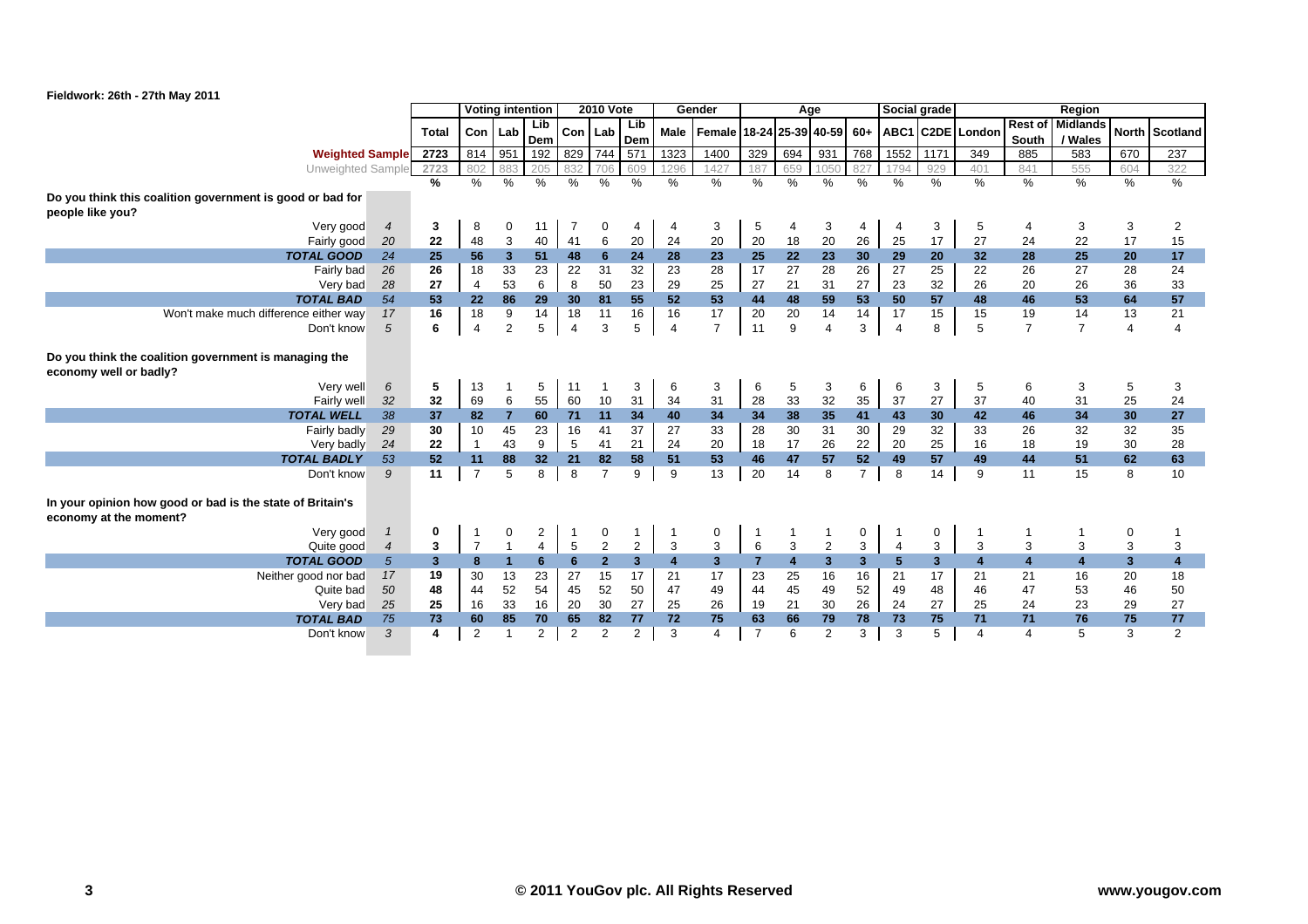Fieldwork: 26th - 27th May 2011

| | | | Voting intention | | | 2010 Vote | | | Gender | | Age | | | | Social grade | | Region | | | | |
|---|---|---|---|---|---|---|---|---|---|---|---|---|---|---|---|---|---|---|---|---|---|
| | | Total | Con | Lab | Lib Dem | Con | Lab | Lib Dem | Male | Female | 18-24 | 25-39 | 40-59 | 60+ | ABC1 | C2DE | London | Rest of South | Midlands / Wales | North | Scotland |
| **Weighted Sample** | | 2723 | 814 | 951 | 192 | 829 | 744 | 571 | 1323 | 1400 | 329 | 694 | 931 | 768 | 1552 | 1171 | 349 | 885 | 583 | 670 | 237 |
| Unweighted Sample | | 2723 | 802 | 883 | 205 | 832 | 706 | 609 | 1296 | 1427 | 187 | 659 | 1050 | 827 | 1794 | 929 | 401 | 841 | 555 | 604 | 322 |
| | | % | % | % | % | % | % | % | % | % | % | % | % | % | % | % | % | % | % | % | % |
| **Do you think this coalition government is good or bad for people like you?** | | | | | | | | | | | | | | | | | | | | | |
| Very good | *4* | 3 | 8 | 0 | 11 | 7 | 0 | 4 | 4 | 3 | 5 | 4 | 3 | 4 | 4 | 3 | 5 | 4 | 3 | 3 | 2 |
| Fairly good | *20* | 22 | 48 | 3 | 40 | 41 | 6 | 20 | 24 | 20 | 20 | 18 | 20 | 26 | 25 | 17 | 27 | 24 | 22 | 17 | 15 |
| ***TOTAL GOOD*** | *24* | **25** | **56** | **3** | **51** | **48** | **6** | **24** | **28** | **23** | **25** | **22** | **23** | **30** | **29** | **20** | **32** | **28** | **25** | **20** | **17** |
| Fairly bad | *26* | 26 | 18 | 33 | 23 | 22 | 31 | 32 | 23 | 28 | 17 | 27 | 28 | 26 | 27 | 25 | 22 | 26 | 27 | 28 | 24 |
| Very bad | *28* | 27 | 4 | 53 | 6 | 8 | 50 | 23 | 29 | 25 | 27 | 21 | 31 | 27 | 23 | 32 | 26 | 20 | 26 | 36 | 33 |
| ***TOTAL BAD*** | *54* | **53** | **22** | **86** | **29** | **30** | **81** | **55** | **52** | **53** | **44** | **48** | **59** | **53** | **50** | **57** | **48** | **46** | **53** | **64** | **57** |
| Won't make much difference either way | *17* | 16 | 18 | 9 | 14 | 18 | 11 | 16 | 16 | 17 | 20 | 20 | 14 | 14 | 17 | 15 | 15 | 19 | 14 | 13 | 21 |
| Don't know | *5* | 6 | 4 | 2 | 5 | 4 | 3 | 5 | 4 | 7 | 11 | 9 | 4 | 3 | 4 | 8 | 5 | 7 | 7 | 4 | 4 |
| **Do you think the coalition government is managing the economy well or badly?** | | | | | | | | | | | | | | | | | | | | | |
| Very well | *6* | 5 | 13 | 1 | 5 | 11 | 1 | 3 | 6 | 3 | 6 | 5 | 3 | 6 | 6 | 3 | 5 | 6 | 3 | 5 | 3 |
| Fairly well | *32* | 32 | 69 | 6 | 55 | 60 | 10 | 31 | 34 | 31 | 28 | 33 | 32 | 35 | 37 | 27 | 37 | 40 | 31 | 25 | 24 |
| ***TOTAL WELL*** | *38* | **37** | **82** | **7** | **60** | **71** | **11** | **34** | **40** | **34** | **34** | **38** | **35** | **41** | **43** | **30** | **42** | **46** | **34** | **30** | **27** |
| Fairly badly | *29* | 30 | 10 | 45 | 23 | 16 | 41 | 37 | 27 | 33 | 28 | 30 | 31 | 30 | 29 | 32 | 33 | 26 | 32 | 32 | 35 |
| Very badly | *24* | 22 | 1 | 43 | 9 | 5 | 41 | 21 | 24 | 20 | 18 | 17 | 26 | 22 | 20 | 25 | 16 | 18 | 19 | 30 | 28 |
| ***TOTAL BADLY*** | *53* | **52** | **11** | **88** | **32** | **21** | **82** | **58** | **51** | **53** | **46** | **47** | **57** | **52** | **49** | **57** | **49** | **44** | **51** | **62** | **63** |
| Don't know | *9* | 11 | 7 | 5 | 8 | 8 | 7 | 9 | 9 | 13 | 20 | 14 | 8 | 7 | 8 | 14 | 9 | 11 | 15 | 8 | 10 |
| **In your opinion how good or bad is the state of Britain's economy at the moment?** | | | | | | | | | | | | | | | | | | | | | |
| Very good | *1* | 0 | 1 | 0 | 2 | 1 | 0 | 1 | 1 | 0 | 1 | 1 | 1 | 0 | 1 | 0 | 1 | 1 | 1 | 0 | 1 |
| Quite good | *4* | 3 | 7 | 1 | 4 | 5 | 2 | 2 | 3 | 3 | 6 | 3 | 2 | 3 | 4 | 3 | 3 | 3 | 3 | 3 | 3 |
| ***TOTAL GOOD*** | *5* | **3** | **8** | **1** | **6** | **6** | **2** | **3** | **4** | **3** | **7** | **4** | **3** | **3** | **5** | **3** | **4** | **4** | **4** | **3** | **4** |
| Neither good nor bad | *17* | 19 | 30 | 13 | 23 | 27 | 15 | 17 | 21 | 17 | 23 | 25 | 16 | 16 | 21 | 17 | 21 | 21 | 16 | 20 | 18 |
| Quite bad | *50* | 48 | 44 | 52 | 54 | 45 | 52 | 50 | 47 | 49 | 44 | 45 | 49 | 52 | 49 | 48 | 46 | 47 | 53 | 46 | 50 |
| Very bad | *25* | 25 | 16 | 33 | 16 | 20 | 30 | 27 | 25 | 26 | 19 | 21 | 30 | 26 | 24 | 27 | 25 | 24 | 23 | 29 | 27 |
| ***TOTAL BAD*** | *75* | **73** | **60** | **85** | **70** | **65** | **82** | **77** | **72** | **75** | **63** | **66** | **79** | **78** | **73** | **75** | **71** | **71** | **76** | **75** | **77** |
| Don't know | *3* | 4 | 2 | 1 | 2 | 2 | 2 | 2 | 3 | 4 | 7 | 6 | 2 | 3 | 3 | 5 | 4 | 4 | 5 | 3 | 2 |

© 2011 YouGov plc. All Rights Reserved

www.yougov.com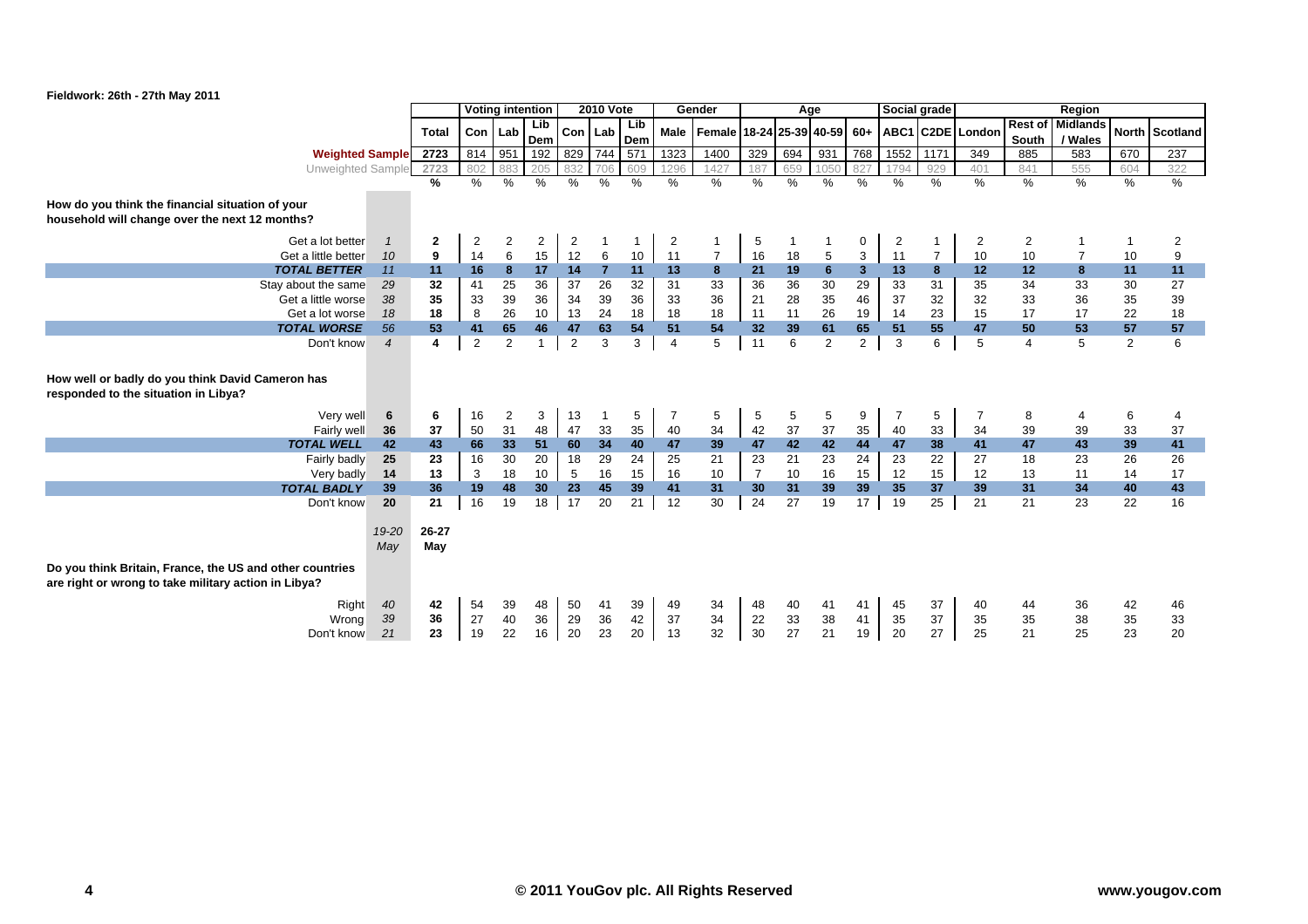Fieldwork: 26th - 27th May 2011

| | | Total | Voting intention | | | 2010 Vote | | | Gender | | Age | | | | Social grade | | Region | | | | |
|---|---|---|---|---|---|---|---|---|---|---|---|---|---|---|---|---|---|---|---|---|---|
| | | | Con | Lab | Lib Dem | Con | Lab | Lib Dem | Male | Female | 18-24 | 25-39 | 40-59 | 60+ | ABC1 | C2DE | London | Rest of South | Midlands / Wales | North | Scotland |
| Weighted Sample | | 2723 | 814 | 951 | 192 | 829 | 744 | 571 | 1323 | 1400 | 329 | 694 | 931 | 768 | 1552 | 1171 | 349 | 885 | 583 | 670 | 237 |
| Unweighted Sample | | 2723 | 802 | 883 | 205 | 832 | 706 | 609 | 1296 | 1427 | 187 | 659 | 1050 | 827 | 1794 | 929 | 401 | 841 | 555 | 604 | 322 |
| | | % | % | % | % | % | % | % | % | % | % | % | % | % | % | % | % | % | % | % | % |
| **How do you think the financial situation of your household will change over the next 12 months?** | | | | | | | | | | | | | | | | | | | | | |
| Get a lot better | 1 | 2 | 2 | 2 | 2 | 2 | 1 | 1 | 2 | 1 | 5 | 1 | 1 | 0 | 2 | 1 | 2 | 2 | 1 | 1 | 2 |
| Get a little better | 10 | 9 | 14 | 6 | 15 | 12 | 6 | 10 | 11 | 7 | 16 | 18 | 5 | 3 | 11 | 7 | 10 | 10 | 7 | 10 | 9 |
| **TOTAL BETTER** | 11 | **11** | **16** | **8** | **17** | **14** | **7** | **11** | **13** | **8** | **21** | **19** | **6** | **3** | **13** | **8** | **12** | **12** | **8** | **11** | **11** |
| Stay about the same | 29 | 32 | 41 | 25 | 36 | 37 | 26 | 32 | 31 | 33 | 36 | 36 | 30 | 29 | 33 | 31 | 35 | 34 | 33 | 30 | 27 |
| Get a little worse | 38 | 35 | 33 | 39 | 36 | 34 | 39 | 36 | 33 | 36 | 21 | 28 | 35 | 46 | 37 | 32 | 32 | 33 | 36 | 35 | 39 |
| Get a lot worse | 18 | 18 | 8 | 26 | 10 | 13 | 24 | 18 | 18 | 18 | 11 | 11 | 26 | 19 | 14 | 23 | 15 | 17 | 17 | 22 | 18 |
| **TOTAL WORSE** | 56 | **53** | **41** | **65** | **46** | **47** | **63** | **54** | **51** | **54** | **32** | **39** | **61** | **65** | **51** | **55** | **47** | **50** | **53** | **57** | **57** |
| Don't know | 4 | 4 | 2 | 2 | 1 | 2 | 3 | 3 | 4 | 5 | 11 | 6 | 2 | 2 | 3 | 6 | 5 | 4 | 5 | 2 | 6 |
| **How well or badly do you think David Cameron has responded to the situation in Libya?** | | | | | | | | | | | | | | | | | | | | | |
| Very well | 6 | 6 | 16 | 2 | 3 | 13 | 1 | 5 | 7 | 5 | 5 | 5 | 5 | 9 | 7 | 5 | 7 | 8 | 4 | 6 | 4 |
| Fairly well | 36 | 37 | 50 | 31 | 48 | 47 | 33 | 35 | 40 | 34 | 42 | 37 | 37 | 35 | 40 | 33 | 34 | 39 | 39 | 33 | 37 |
| **TOTAL WELL** | 42 | **43** | **66** | **33** | **51** | **60** | **34** | **40** | **47** | **39** | **47** | **42** | **42** | **44** | **47** | **38** | **41** | **47** | **43** | **39** | **41** |
| Fairly badly | 25 | 23 | 16 | 30 | 20 | 18 | 29 | 24 | 25 | 21 | 23 | 21 | 23 | 24 | 23 | 22 | 27 | 18 | 23 | 26 | 26 |
| Very badly | 14 | 13 | 3 | 18 | 10 | 5 | 16 | 15 | 16 | 10 | 7 | 10 | 16 | 15 | 12 | 15 | 12 | 13 | 11 | 14 | 17 |
| **TOTAL BADLY** | 39 | **36** | **19** | **48** | **30** | **23** | **45** | **39** | **41** | **31** | **30** | **31** | **39** | **39** | **35** | **37** | **39** | **31** | **34** | **40** | **43** |
| Don't know | 20 | 21 | 16 | 19 | 18 | 17 | 20 | 21 | 12 | 30 | 24 | 27 | 19 | 17 | 19 | 25 | 21 | 21 | 23 | 22 | 16 |
| | 19-20 May | 26-27 May | | | | | | | | | | | | | | | | | | | |
| **Do you think Britain, France, the US and other countries are right or wrong to take military action in Libya?** | | | | | | | | | | | | | | | | | | | | | |
| Right | 40 | 42 | 54 | 39 | 48 | 50 | 41 | 39 | 49 | 34 | 48 | 40 | 41 | 41 | 45 | 37 | 40 | 44 | 36 | 42 | 46 |
| Wrong | 39 | 36 | 27 | 40 | 36 | 29 | 36 | 42 | 37 | 34 | 22 | 33 | 38 | 41 | 35 | 37 | 35 | 35 | 38 | 35 | 33 |
| Don't know | 21 | 23 | 19 | 22 | 16 | 20 | 23 | 20 | 13 | 32 | 30 | 27 | 21 | 19 | 20 | 27 | 25 | 21 | 25 | 23 | 20 |

© 2011 YouGov plc. All Rights Reserved www.yougov.com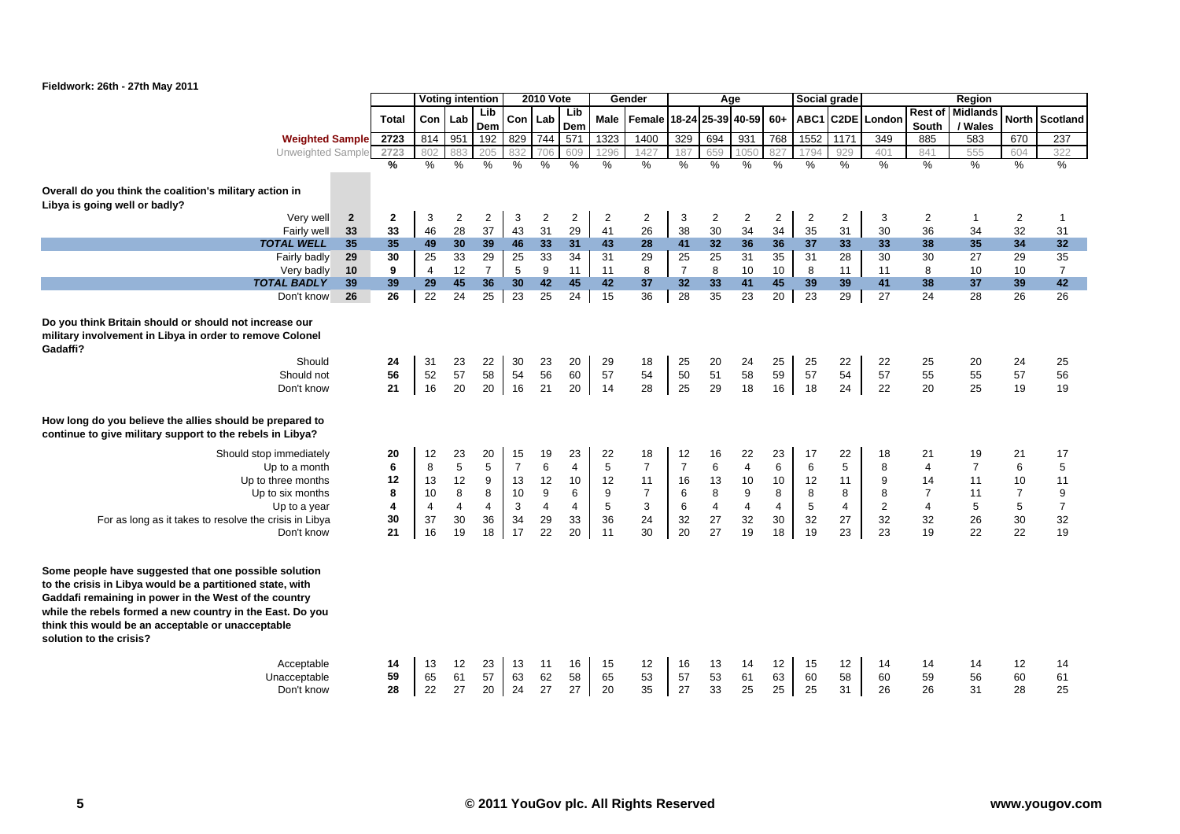Fieldwork: 26th - 27th May 2011

| | | Total | Voting intention | | | 2010 Vote | | | Gender | | Age | | | | Social grade | | Region | | | | |
|---|---|---|---|---|---|---|---|---|---|---|---|---|---|---|---|---|---|---|---|---|---|
| | | | Con | Lab | Lib Dem | Con | Lab | Lib Dem | Male | Female | 18-24 | 25-39 | 40-59 | 60+ | ABC1 | C2DE | London | Rest of South | Midlands / Wales | North | Scotland |
| **Weighted Sample** | | 2723 | 814 | 951 | 192 | 829 | 744 | 571 | 1323 | 1400 | 329 | 694 | 931 | 768 | 1552 | 1171 | 349 | 885 | 583 | 670 | 237 |
| Unweighted Sample | | 2723 | 802 | 883 | 205 | 832 | 706 | 609 | 1296 | 1427 | 187 | 659 | 1050 | 827 | 1794 | 929 | 401 | 841 | 555 | 604 | 322 |
| | | % | % | % | % | % | % | % | % | % | % | % | % | % | % | % | % | % | % | % | % |
| **Overall do you think the coalition's military action in Libya is going well or badly?** | | | | | | | | | | | | | | | | | | | | | |
| Very well | 2 | 2 | 3 | 2 | 2 | 3 | 2 | 2 | 2 | 2 | 3 | 2 | 2 | 2 | 2 | 2 | 3 | 2 | 1 | 2 | 1 |
| Fairly well | 33 | 33 | 46 | 28 | 37 | 43 | 31 | 29 | 41 | 26 | 38 | 30 | 34 | 34 | 35 | 31 | 30 | 36 | 34 | 32 | 31 |
| ***TOTAL WELL*** | **35** | **35** | **49** | **30** | **39** | **46** | **33** | **31** | **43** | **28** | **41** | **32** | **36** | **36** | **37** | **33** | **33** | **38** | **35** | **34** | **32** |
| Fairly badly | 29 | 30 | 25 | 33 | 29 | 25 | 33 | 34 | 31 | 29 | 25 | 25 | 31 | 35 | 31 | 28 | 30 | 30 | 27 | 29 | 35 |
| Very badly | 10 | 9 | 4 | 12 | 7 | 5 | 9 | 11 | 11 | 8 | 7 | 8 | 10 | 10 | 8 | 11 | 11 | 8 | 10 | 10 | 7 |
| ***TOTAL BADLY*** | **39** | **39** | **29** | **45** | **36** | **30** | **42** | **45** | **42** | **37** | **32** | **33** | **41** | **45** | **39** | **39** | **41** | **38** | **37** | **39** | **42** |
| Don't know | 26 | 26 | 22 | 24 | 25 | 23 | 25 | 24 | 15 | 36 | 28 | 35 | 23 | 20 | 23 | 29 | 27 | 24 | 28 | 26 | 26 |
| **Do you think Britain should or should not increase our military involvement in Libya in order to remove Colonel Gadaffi?** | | | | | | | | | | | | | | | | | | | | | |
| Should | | 24 | 31 | 23 | 22 | 30 | 23 | 20 | 29 | 18 | 25 | 20 | 24 | 25 | 25 | 22 | 22 | 25 | 20 | 24 | 25 |
| Should not | | 56 | 52 | 57 | 58 | 54 | 56 | 60 | 57 | 54 | 50 | 51 | 58 | 59 | 57 | 54 | 57 | 55 | 55 | 57 | 56 |
| Don't know | | 21 | 16 | 20 | 20 | 16 | 21 | 20 | 14 | 28 | 25 | 29 | 18 | 16 | 18 | 24 | 22 | 20 | 25 | 19 | 19 |
| **How long do you believe the allies should be prepared to continue to give military support to the rebels in Libya?** | | | | | | | | | | | | | | | | | | | | | |
| Should stop immediately | | 20 | 12 | 23 | 20 | 15 | 19 | 23 | 22 | 18 | 12 | 16 | 22 | 23 | 17 | 22 | 18 | 21 | 19 | 21 | 17 |
| Up to a month | | 6 | 8 | 5 | 5 | 7 | 6 | 4 | 5 | 7 | 7 | 6 | 4 | 6 | 6 | 5 | 8 | 4 | 7 | 6 | 5 |
| Up to three months | | 12 | 13 | 12 | 9 | 13 | 12 | 10 | 12 | 11 | 16 | 13 | 10 | 10 | 12 | 11 | 9 | 14 | 11 | 10 | 11 |
| Up to six months | | 8 | 10 | 8 | 8 | 10 | 9 | 6 | 9 | 7 | 6 | 8 | 9 | 8 | 8 | 8 | 8 | 7 | 11 | 7 | 9 |
| Up to a year | | 4 | 4 | 4 | 4 | 3 | 4 | 4 | 5 | 3 | 6 | 4 | 4 | 4 | 5 | 4 | 2 | 4 | 5 | 5 | 7 |
| For as long as it takes to resolve the crisis in Libya | | 30 | 37 | 30 | 36 | 34 | 29 | 33 | 36 | 24 | 32 | 27 | 32 | 30 | 32 | 27 | 32 | 32 | 26 | 30 | 32 |
| Don't know | | 21 | 16 | 19 | 18 | 17 | 22 | 20 | 11 | 30 | 20 | 27 | 19 | 18 | 19 | 23 | 23 | 19 | 22 | 22 | 19 |
| **Some people have suggested that one possible solution to the crisis in Libya would be a partitioned state, with Gaddafi remaining in power in the West of the country while the rebels formed a new country in the East. Do you think this would be an acceptable or unacceptable solution to the crisis?** | | | | | | | | | | | | | | | | | | | | | |
| Acceptable | | 14 | 13 | 12 | 23 | 13 | 11 | 16 | 15 | 12 | 16 | 13 | 14 | 12 | 15 | 12 | 14 | 14 | 14 | 12 | 14 |
| Unacceptable | | 59 | 65 | 61 | 57 | 63 | 62 | 58 | 65 | 53 | 57 | 53 | 61 | 63 | 60 | 58 | 60 | 59 | 56 | 60 | 61 |
| Don't know | | 28 | 22 | 27 | 20 | 24 | 27 | 27 | 20 | 35 | 27 | 33 | 25 | 25 | 25 | 31 | 26 | 26 | 31 | 28 | 25 |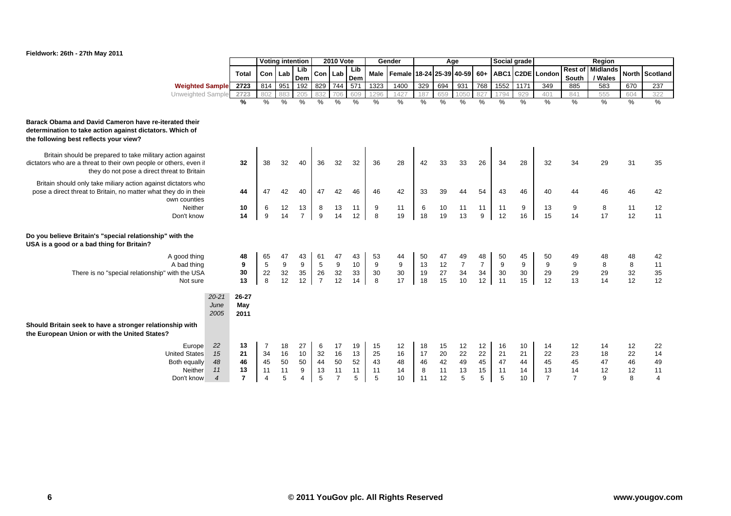Fieldwork: 26th - 27th May 2011

| | | Total | Voting intention | | | 2010 Vote | | | Gender | | Age | | | | Social grade | | Region | | | | |
|---|---|---|---|---|---|---|---|---|---|---|---|---|---|---|---|---|---|---|---|---|---|
| | | | Con | Lab | Lib Dem | Con | Lab | Lib Dem | Male | Female | 18-24 | 25-39 | 40-59 | 60+ | ABC1 | C2DE | London | Rest of South | Midlands / Wales | North | Scotland |
| **Weighted Sample** | | 2723 | 814 | 951 | 192 | 829 | 744 | 571 | 1323 | 1400 | 329 | 694 | 931 | 768 | 1552 | 1171 | 349 | 885 | 583 | 670 | 237 |
| Unweighted Sample | | 2723 | 802 | 883 | 205 | 832 | 706 | 609 | 1296 | 1427 | 187 | 659 | 1050 | 827 | 1794 | 929 | 401 | 841 | 555 | 604 | 322 |
| | | % | % | % | % | % | % | % | % | % | % | % | % | % | % | % | % | % | % | % | % |
| **Barack Obama and David Cameron have re-iterated their determination to take action against dictators. Which of the following best reflects your view?** | | | | | | | | | | | | | | | | | | | | | |
| Britain should be prepared to take military action against dictators who are a threat to their own people or others, even if they do not pose a direct threat to Britain | | **32** | 38 | 32 | 40 | 36 | 32 | 32 | 36 | 28 | 42 | 33 | 33 | 26 | 34 | 28 | 32 | 34 | 29 | 31 | 35 |
| Britain should only take miliary action against dictators who pose a direct threat to Britain, no matter what they do in their own counties | | **44** | 47 | 42 | 40 | 47 | 42 | 46 | 46 | 42 | 33 | 39 | 44 | 54 | 43 | 46 | 40 | 44 | 46 | 46 | 42 |
| Neither | | **10** | 6 | 12 | 13 | 8 | 13 | 11 | 9 | 11 | 6 | 10 | 11 | 11 | 11 | 9 | 13 | 9 | 8 | 11 | 12 |
| Don't know | | **14** | 9 | 14 | 7 | 9 | 14 | 12 | 8 | 19 | 18 | 19 | 13 | 9 | 12 | 16 | 15 | 14 | 17 | 12 | 11 |
| **Do you believe Britain's "special relationship" with the USA is a good or a bad thing for Britain?** | | | | | | | | | | | | | | | | | | | | | |
| A good thing | | **48** | 65 | 47 | 43 | 61 | 47 | 43 | 53 | 44 | 50 | 47 | 49 | 48 | 50 | 45 | 50 | 49 | 48 | 48 | 42 |
| A bad thing | | **9** | 5 | 9 | 9 | 5 | 9 | 10 | 9 | 9 | 13 | 12 | 7 | 7 | 9 | 9 | 9 | 9 | 8 | 8 | 11 |
| There is no "special relationship" with the USA | | **30** | 22 | 32 | 35 | 26 | 32 | 33 | 30 | 30 | 19 | 27 | 34 | 34 | 30 | 30 | 29 | 29 | 29 | 32 | 35 |
| Not sure | | **13** | 8 | 12 | 12 | 7 | 12 | 14 | 8 | 17 | 18 | 15 | 10 | 12 | 11 | 15 | 12 | 13 | 14 | 12 | 12 |
| | *20-21 June 2005* | **26-27 May 2011** | | | | | | | | | | | | | | | | | | | |
| **Should Britain seek to have a stronger relationship with the European Union or with the United States?** | | | | | | | | | | | | | | | | | | | | | |
| Europe | *22* | **13** | 7 | 18 | 27 | 6 | 17 | 19 | 15 | 12 | 18 | 15 | 12 | 12 | 16 | 10 | 14 | 12 | 14 | 12 | 22 |
| United States | *15* | **21** | 34 | 16 | 10 | 32 | 16 | 13 | 25 | 16 | 17 | 20 | 22 | 22 | 21 | 21 | 22 | 23 | 18 | 22 | 14 |
| Both equally | *48* | **46** | 45 | 50 | 50 | 44 | 50 | 52 | 43 | 48 | 46 | 42 | 49 | 45 | 47 | 44 | 45 | 45 | 47 | 46 | 49 |
| Neither | *11* | **13** | 11 | 11 | 9 | 13 | 11 | 11 | 11 | 14 | 8 | 11 | 13 | 15 | 11 | 14 | 13 | 14 | 12 | 12 | 11 |
| Don't know | *4* | **7** | 4 | 5 | 4 | 5 | 7 | 5 | 5 | 10 | 11 | 12 | 5 | 5 | 5 | 10 | 7 | 7 | 9 | 8 | 4 |

© 2011 YouGov plc. All Rights Reserved

www.yougov.com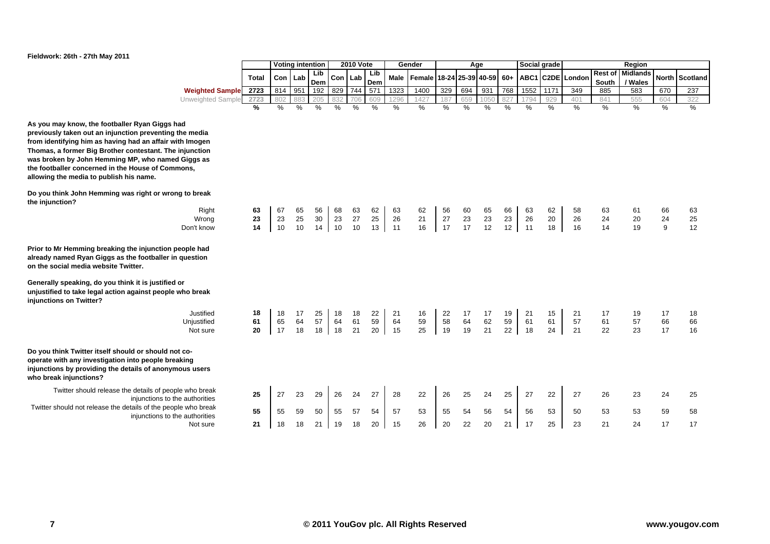**Fieldwork: 26th - 27th May 2011**

| | Total | Voting intention | | | 2010 Vote | | | Gender | | Age | | | | Social grade | | Region | | | | |
|---|---|---|---|---|---|---|---|---|---|---|---|---|---|---|---|---|---|---|---|---|
| | | Con | Lab | Lib Dem | Con | Lab | Lib Dem | Male | Female | 18-24 | 25-39 | 40-59 | 60+ | ABC1 | C2DE | London | Rest of South | Midlands / Wales | North | Scotland |
| **Weighted Sample** | 2723 | 814 | 951 | 192 | 829 | 744 | 571 | 1323 | 1400 | 329 | 694 | 931 | 768 | 1552 | 1171 | 349 | 885 | 583 | 670 | 237 |
| Unweighted Sample | 2723 | 802 | 883 | 205 | 832 | 706 | 609 | 1296 | 1427 | 187 | 659 | 1050 | 827 | 1794 | 929 | 401 | 841 | 555 | 604 | 322 |
| | % | % | % | % | % | % | % | % | % | % | % | % | % | % | % | % | % | % | % | % |
| **As you may know, the footballer Ryan Giggs had previously taken out an injunction preventing the media from identifying him as having had an affair with Imogen Thomas, a former Big Brother contestant. The injunction was broken by John Hemming MP, who named Giggs as the footballer concerned in the House of Commons, allowing the media to publish his name.** | | | | | | | | | | | | | | | | | | | | |
| **Do you think John Hemming was right or wrong to break the injunction?** | | | | | | | | | | | | | | | | | | | | |
| Right | 63 | 67 | 65 | 56 | 68 | 63 | 62 | 63 | 62 | 56 | 60 | 65 | 66 | 63 | 62 | 58 | 63 | 61 | 66 | 63 |
| Wrong | 23 | 23 | 25 | 30 | 23 | 27 | 25 | 26 | 21 | 27 | 23 | 23 | 23 | 26 | 20 | 26 | 24 | 20 | 24 | 25 |
| Don't know | 14 | 10 | 10 | 14 | 10 | 10 | 13 | 11 | 16 | 17 | 17 | 12 | 12 | 11 | 18 | 16 | 14 | 19 | 9 | 12 |
| **Prior to Mr Hemming breaking the injunction people had already named Ryan Giggs as the footballer in question on the social media website Twitter.** | | | | | | | | | | | | | | | | | | | | |
| **Generally speaking, do you think it is justified or unjustified to take legal action against people who break injunctions on Twitter?** | | | | | | | | | | | | | | | | | | | | |
| Justified | 18 | 18 | 17 | 25 | 18 | 18 | 22 | 21 | 16 | 22 | 17 | 17 | 19 | 21 | 15 | 21 | 17 | 19 | 17 | 18 |
| Unjustified | 61 | 65 | 64 | 57 | 64 | 61 | 59 | 64 | 59 | 58 | 64 | 62 | 59 | 61 | 61 | 57 | 61 | 57 | 66 | 66 |
| Not sure | 20 | 17 | 18 | 18 | 18 | 21 | 20 | 15 | 25 | 19 | 19 | 21 | 22 | 18 | 24 | 21 | 22 | 23 | 17 | 16 |
| **Do you think Twitter itself should or should not co-operate with any investigation into people breaking injunctions by providing the details of anonymous users who break injunctions?** | | | | | | | | | | | | | | | | | | | | |
| Twitter should release the details of people who break injunctions to the authorities | 25 | 27 | 23 | 29 | 26 | 24 | 27 | 28 | 22 | 26 | 25 | 24 | 25 | 27 | 22 | 27 | 26 | 23 | 24 | 25 |
| Twitter should not release the details of the people who break injunctions to the authorities | 55 | 55 | 59 | 50 | 55 | 57 | 54 | 57 | 53 | 55 | 54 | 56 | 54 | 56 | 53 | 50 | 53 | 53 | 59 | 58 |
| Not sure | 21 | 18 | 18 | 21 | 19 | 18 | 20 | 15 | 26 | 20 | 22 | 20 | 21 | 17 | 25 | 23 | 21 | 24 | 17 | 17 |

© 2011 YouGov plc. All Rights Reserved

www.yougov.com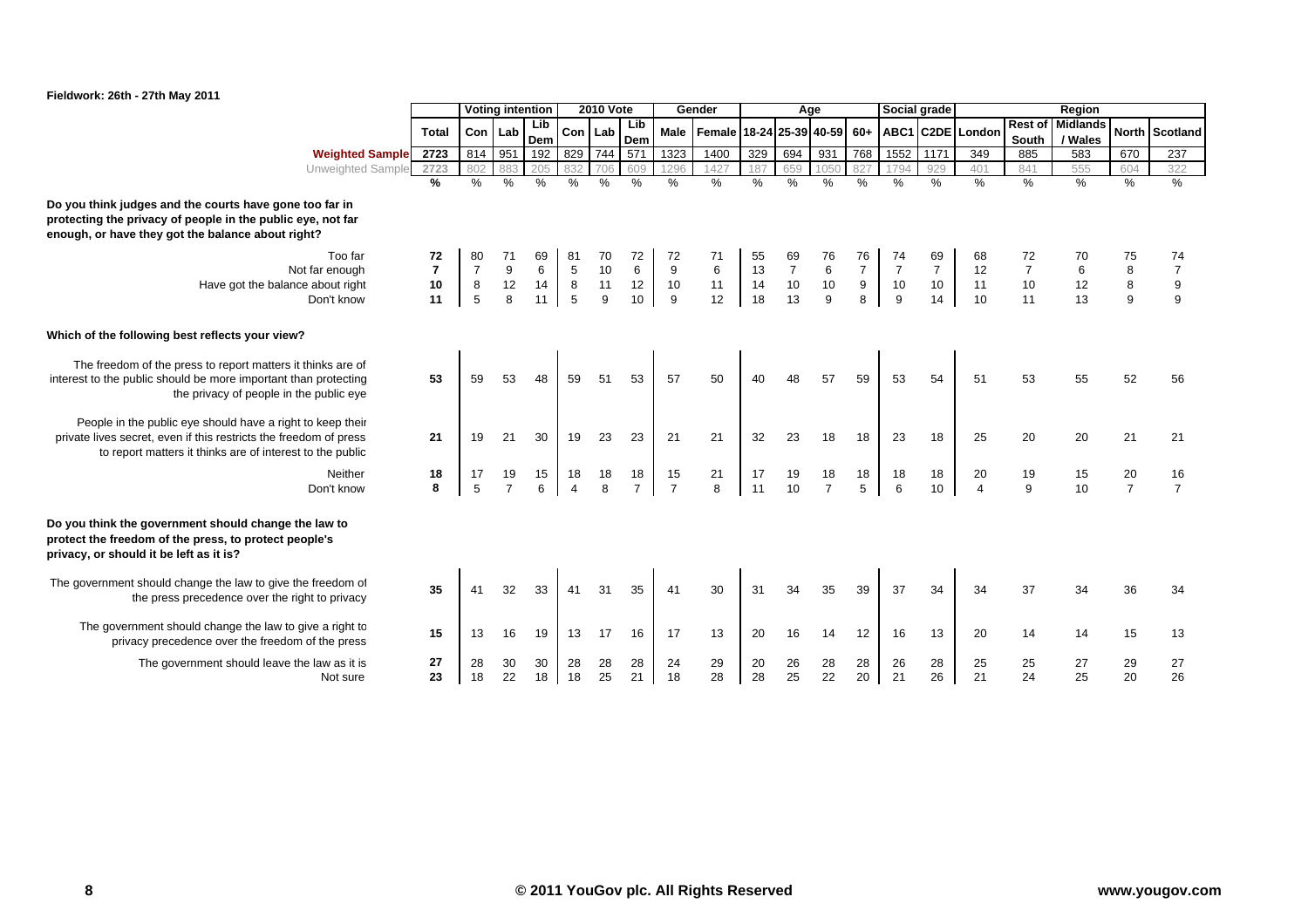**Fieldwork: 26th - 27th May 2011**

| | Total | Voting intention | | | 2010 Vote | | | Gender | | Age | | | | Social grade | | Region | | | | |
|---|---|---|---|---|---|---|---|---|---|---|---|---|---|---|---|---|---|---|---|---|
| | | Con | Lab | Lib Dem | Con | Lab | Lib Dem | Male | Female | 18-24 | 25-39 | 40-59 | 60+ | ABC1 | C2DE | London | Rest of South | Midlands / Wales | North | Scotland |
| **Weighted Sample** | 2723 | 814 | 951 | 192 | 829 | 744 | 571 | 1323 | 1400 | 329 | 694 | 931 | 768 | 1552 | 1171 | 349 | 885 | 583 | 670 | 237 |
| Unweighted Sample | 2723 | 802 | 883 | 205 | 832 | 706 | 609 | 1296 | 1427 | 187 | 659 | 1050 | 827 | 1794 | 929 | 401 | 841 | 555 | 604 | 322 |
| | % | % | % | % | % | % | % | % | % | % | % | % | % | % | % | % | % | % | % | % |
| **Do you think judges and the courts have gone too far in protecting the privacy of people in the public eye, not far enough, or have they got the balance about right?** | | | | | | | | | | | | | | | | | | | | |
| Too far | 72 | 80 | 71 | 69 | 81 | 70 | 72 | 72 | 71 | 55 | 69 | 76 | 76 | 74 | 69 | 68 | 72 | 70 | 75 | 74 |
| Not far enough | 7 | 7 | 9 | 6 | 5 | 10 | 6 | 9 | 6 | 13 | 7 | 6 | 7 | 7 | 7 | 12 | 7 | 6 | 8 | 7 |
| Have got the balance about right | 10 | 8 | 12 | 14 | 8 | 11 | 12 | 10 | 11 | 14 | 10 | 10 | 9 | 10 | 10 | 11 | 10 | 12 | 8 | 9 |
| Don't know | 11 | 5 | 8 | 11 | 5 | 9 | 10 | 9 | 12 | 18 | 13 | 9 | 8 | 9 | 14 | 10 | 11 | 13 | 9 | 9 |
| **Which of the following best reflects your view?** | | | | | | | | | | | | | | | | | | | | |
| The freedom of the press to report matters it thinks are of interest to the public should be more important than protecting the privacy of people in the public eye | 53 | 59 | 53 | 48 | 59 | 51 | 53 | 57 | 50 | 40 | 48 | 57 | 59 | 53 | 54 | 51 | 53 | 55 | 52 | 56 |
| People in the public eye should have a right to keep their private lives secret, even if this restricts the freedom of press to report matters it thinks are of interest to the public | 21 | 19 | 21 | 30 | 19 | 23 | 23 | 21 | 21 | 32 | 23 | 18 | 18 | 23 | 18 | 25 | 20 | 20 | 21 | 21 |
| Neither | 18 | 17 | 19 | 15 | 18 | 18 | 18 | 15 | 21 | 17 | 19 | 18 | 18 | 18 | 18 | 20 | 19 | 15 | 20 | 16 |
| Don't know | 8 | 5 | 7 | 6 | 4 | 8 | 7 | 7 | 8 | 11 | 10 | 7 | 5 | 6 | 10 | 4 | 9 | 10 | 7 | 7 |
| **Do you think the government should change the law to protect the freedom of the press, to protect people's privacy, or should it be left as it is?** | | | | | | | | | | | | | | | | | | | | |
| The government should change the law to give the freedom of the press precedence over the right to privacy | 35 | 41 | 32 | 33 | 41 | 31 | 35 | 41 | 30 | 31 | 34 | 35 | 39 | 37 | 34 | 34 | 37 | 34 | 36 | 34 |
| The government should change the law to give a right to privacy precedence over the freedom of the press | 15 | 13 | 16 | 19 | 13 | 17 | 16 | 17 | 13 | 20 | 16 | 14 | 12 | 16 | 13 | 20 | 14 | 14 | 15 | 13 |
| The government should leave the law as it is | 27 | 28 | 30 | 30 | 28 | 28 | 28 | 24 | 29 | 20 | 26 | 28 | 28 | 26 | 28 | 25 | 25 | 27 | 29 | 27 |
| Not sure | 23 | 18 | 22 | 18 | 18 | 25 | 21 | 18 | 28 | 28 | 25 | 22 | 20 | 21 | 26 | 21 | 24 | 25 | 20 | 26 |

© 2011 YouGov plc. All Rights Reserved

www.yougov.com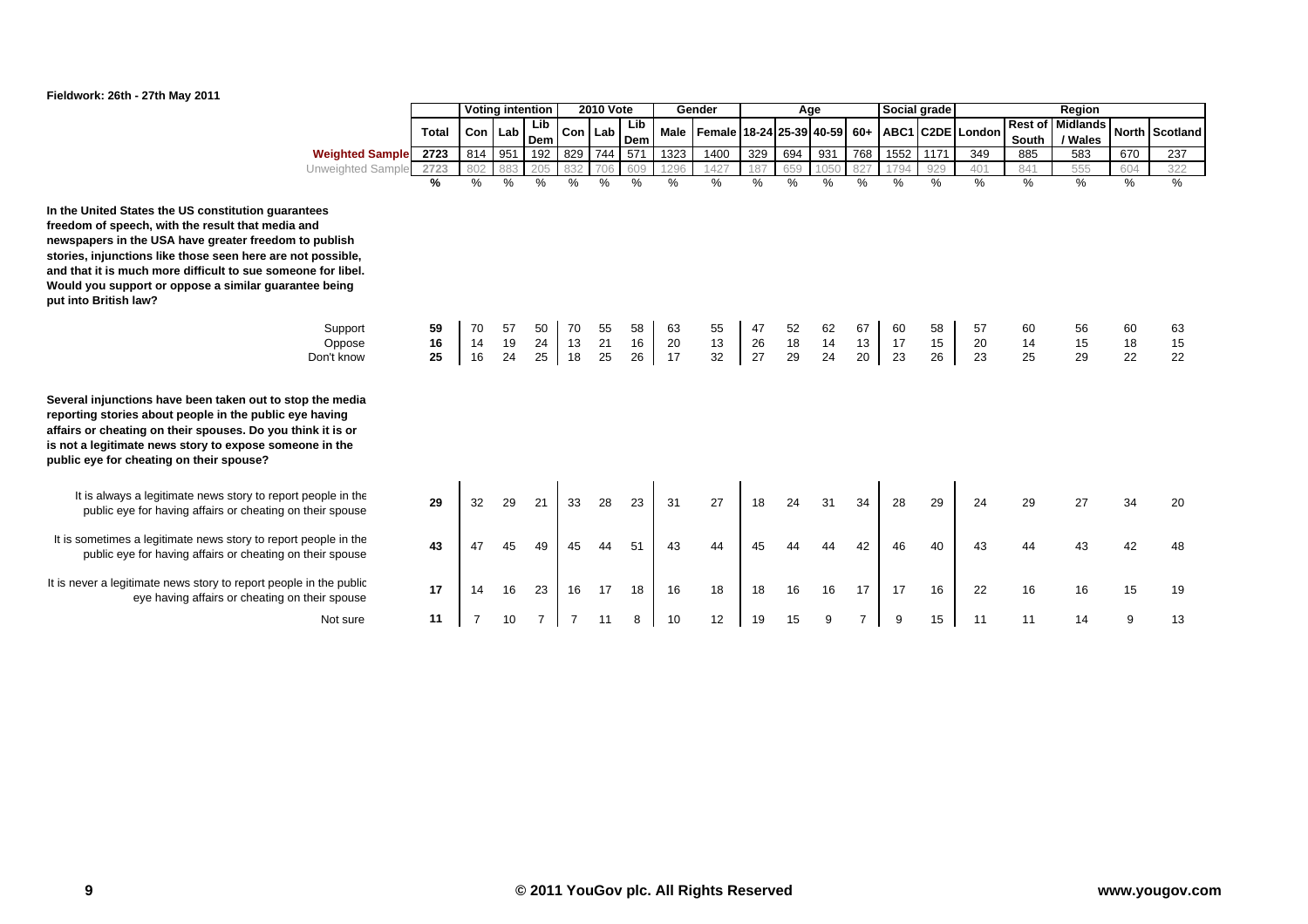Fieldwork: 26th - 27th May 2011

| | Total | Voting intention | | | 2010 Vote | | | Gender | | Age | | | | Social grade | | Region | | | | |
|---|---|---|---|---|---|---|---|---|---|---|---|---|---|---|---|---|---|---|---|---|
| | | Con | Lab | Lib Dem | Con | Lab | Lib Dem | Male | Female | 18-24 | 25-39 | 40-59 | 60+ | ABC1 | C2DE | London | Rest of South | Midlands / Wales | North | Scotland |
| **Weighted Sample** | 2723 | 814 | 951 | 192 | 829 | 744 | 571 | 1323 | 1400 | 329 | 694 | 931 | 768 | 1552 | 1171 | 349 | 885 | 583 | 670 | 237 |
| Unweighted Sample | 2723 | 802 | 883 | 205 | 832 | 706 | 609 | 1296 | 1427 | 187 | 659 | 1050 | 827 | 1794 | 929 | 401 | 841 | 555 | 604 | 322 |
| | % | % | % | % | % | % | % | % | % | % | % | % | % | % | % | % | % | % | % | % |
| **In the United States the US constitution guarantees freedom of speech, with the result that media and newspapers in the USA have greater freedom to publish stories, injunctions like those seen here are not possible, and that it is much more difficult to sue someone for libel. Would you support or oppose a similar guarantee being put into British law?** | | | | | | | | | | | | | | | | | | | | |
| Support | 59 | 70 | 57 | 50 | 70 | 55 | 58 | 63 | 55 | 47 | 52 | 62 | 67 | 60 | 58 | 57 | 60 | 56 | 60 | 63 |
| Oppose | 16 | 14 | 19 | 24 | 13 | 21 | 16 | 20 | 13 | 26 | 18 | 14 | 13 | 17 | 15 | 20 | 14 | 15 | 18 | 15 |
| Don't know | 25 | 16 | 24 | 25 | 18 | 25 | 26 | 17 | 32 | 27 | 29 | 24 | 20 | 23 | 26 | 23 | 25 | 29 | 22 | 22 |
| **Several injunctions have been taken out to stop the media reporting stories about people in the public eye having affairs or cheating on their spouses. Do you think it is or is not a legitimate news story to expose someone in the public eye for cheating on their spouse?** | | | | | | | | | | | | | | | | | | | | |
| It is always a legitimate news story to report people in the public eye for having affairs or cheating on their spouse | 29 | 32 | 29 | 21 | 33 | 28 | 23 | 31 | 27 | 18 | 24 | 31 | 34 | 28 | 29 | 24 | 29 | 27 | 34 | 20 |
| It is sometimes a legitimate news story to report people in the public eye for having affairs or cheating on their spouse | 43 | 47 | 45 | 49 | 45 | 44 | 51 | 43 | 44 | 45 | 44 | 44 | 42 | 46 | 40 | 43 | 44 | 43 | 42 | 48 |
| It is never a legitimate news story to report people in the public eye having affairs or cheating on their spouse | 17 | 14 | 16 | 23 | 16 | 17 | 18 | 16 | 18 | 18 | 16 | 16 | 17 | 17 | 16 | 22 | 16 | 16 | 15 | 19 |
| Not sure | 11 | 7 | 10 | 7 | 7 | 11 | 8 | 10 | 12 | 19 | 15 | 9 | 7 | 9 | 15 | 11 | 11 | 14 | 9 | 13 |

© 2011 YouGov plc. All Rights Reserved

www.yougov.com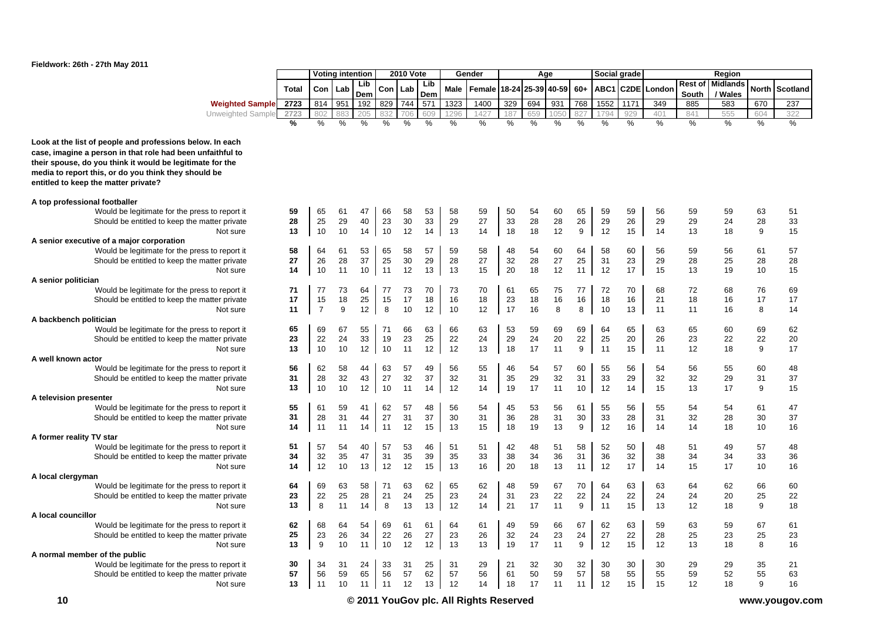Fieldwork: 26th - 27th May 2011

| | Total | Voting intention | | | 2010 Vote | | | Gender | | Age | | | | Social grade | | Region | | | | |
|---|---|---|---|---|---|---|---|---|---|---|---|---|---|---|---|---|---|---|---|---|
| | | Con | Lab | Lib Dem | Con | Lab | Lib Dem | Male | Female | 18-24 | 25-39 | 40-59 | 60+ | ABC1 | C2DE | London | Rest of South | Midlands / Wales | North | Scotland |
| **Weighted Sample** | 2723 | 814 | 951 | 192 | 829 | 744 | 571 | 1323 | 1400 | 329 | 694 | 931 | 768 | 1552 | 1171 | 349 | 885 | 583 | 670 | 237 |
| Unweighted Sample | 2723 | 802 | 883 | 205 | 832 | 706 | 609 | 1296 | 1427 | 187 | 659 | 1050 | 827 | 1794 | 929 | 401 | 841 | 555 | 604 | 322 |
| | % | % | % | % | % | % | % | % | % | % | % | % | % | % | % | % | % | % | % | % |
| **Look at the list of people and professions below. In each case, imagine a person in that role had been unfaithful to their spouse, do you think it would be legitimate for the media to report this, or do you think they should be entitled to keep the matter private?** | | | | | | | | | | | | | | | | | | | | |
| **A top professional footballer** | | | | | | | | | | | | | | | | | | | | |
| Would be legitimate for the press to report it | 59 | 65 | 61 | 47 | 66 | 58 | 53 | 58 | 59 | 50 | 54 | 60 | 65 | 59 | 59 | 56 | 59 | 59 | 63 | 51 |
| Should be entitled to keep the matter private | 28 | 25 | 29 | 40 | 23 | 30 | 33 | 29 | 27 | 33 | 28 | 28 | 26 | 29 | 26 | 29 | 29 | 24 | 28 | 33 |
| Not sure | 13 | 10 | 10 | 14 | 10 | 12 | 14 | 13 | 14 | 18 | 18 | 12 | 9 | 12 | 15 | 14 | 13 | 18 | 9 | 15 |
| **A senior executive of a major corporation** | | | | | | | | | | | | | | | | | | | | |
| Would be legitimate for the press to report it | 58 | 64 | 61 | 53 | 65 | 58 | 57 | 59 | 58 | 48 | 54 | 60 | 64 | 58 | 60 | 56 | 59 | 56 | 61 | 57 |
| Should be entitled to keep the matter private | 27 | 26 | 28 | 37 | 25 | 30 | 29 | 28 | 27 | 32 | 28 | 27 | 25 | 31 | 23 | 29 | 28 | 25 | 28 | 28 |
| Not sure | 14 | 10 | 11 | 10 | 11 | 12 | 13 | 13 | 15 | 20 | 18 | 12 | 11 | 12 | 17 | 15 | 13 | 19 | 10 | 15 |
| **A senior politician** | | | | | | | | | | | | | | | | | | | | |
| Would be legitimate for the press to report it | 71 | 77 | 73 | 64 | 77 | 73 | 70 | 73 | 70 | 61 | 65 | 75 | 77 | 72 | 70 | 68 | 72 | 68 | 76 | 69 |
| Should be entitled to keep the matter private | 17 | 15 | 18 | 25 | 15 | 17 | 18 | 16 | 18 | 23 | 18 | 16 | 16 | 18 | 16 | 21 | 18 | 16 | 17 | 17 |
| Not sure | 11 | 7 | 9 | 12 | 8 | 10 | 12 | 10 | 12 | 17 | 16 | 8 | 8 | 10 | 13 | 11 | 11 | 16 | 8 | 14 |
| **A backbench politician** | | | | | | | | | | | | | | | | | | | | |
| Would be legitimate for the press to report it | 65 | 69 | 67 | 55 | 71 | 66 | 63 | 66 | 63 | 53 | 59 | 69 | 69 | 64 | 65 | 63 | 65 | 60 | 69 | 62 |
| Should be entitled to keep the matter private | 23 | 22 | 24 | 33 | 19 | 23 | 25 | 22 | 24 | 29 | 24 | 20 | 22 | 25 | 20 | 26 | 23 | 22 | 22 | 20 |
| Not sure | 13 | 10 | 10 | 12 | 10 | 11 | 12 | 12 | 13 | 18 | 17 | 11 | 9 | 11 | 15 | 11 | 12 | 18 | 9 | 17 |
| **A well known actor** | | | | | | | | | | | | | | | | | | | | |
| Would be legitimate for the press to report it | 56 | 62 | 58 | 44 | 63 | 57 | 49 | 56 | 55 | 46 | 54 | 57 | 60 | 55 | 56 | 54 | 56 | 55 | 60 | 48 |
| Should be entitled to keep the matter private | 31 | 28 | 32 | 43 | 27 | 32 | 37 | 32 | 31 | 35 | 29 | 32 | 31 | 33 | 29 | 32 | 32 | 29 | 31 | 37 |
| Not sure | 13 | 10 | 10 | 12 | 10 | 11 | 14 | 12 | 14 | 19 | 17 | 11 | 10 | 12 | 14 | 15 | 13 | 17 | 9 | 15 |
| **A television presenter** | | | | | | | | | | | | | | | | | | | | |
| Would be legitimate for the press to report it | 55 | 61 | 59 | 41 | 62 | 57 | 48 | 56 | 54 | 45 | 53 | 56 | 61 | 55 | 56 | 55 | 54 | 54 | 61 | 47 |
| Should be entitled to keep the matter private | 31 | 28 | 31 | 44 | 27 | 31 | 37 | 30 | 31 | 36 | 28 | 31 | 30 | 33 | 28 | 31 | 32 | 28 | 30 | 37 |
| Not sure | 14 | 11 | 11 | 14 | 11 | 12 | 15 | 13 | 15 | 18 | 19 | 13 | 9 | 12 | 16 | 14 | 14 | 18 | 10 | 16 |
| **A former reality TV star** | | | | | | | | | | | | | | | | | | | | |
| Would be legitimate for the press to report it | 51 | 57 | 54 | 40 | 57 | 53 | 46 | 51 | 51 | 42 | 48 | 51 | 58 | 52 | 50 | 48 | 51 | 49 | 57 | 48 |
| Should be entitled to keep the matter private | 34 | 32 | 35 | 47 | 31 | 35 | 39 | 35 | 33 | 38 | 34 | 36 | 31 | 36 | 32 | 38 | 34 | 34 | 33 | 36 |
| Not sure | 14 | 12 | 10 | 13 | 12 | 12 | 15 | 13 | 16 | 20 | 18 | 13 | 11 | 12 | 17 | 14 | 15 | 17 | 10 | 16 |
| **A local clergyman** | | | | | | | | | | | | | | | | | | | | |
| Would be legitimate for the press to report it | 64 | 69 | 63 | 58 | 71 | 63 | 62 | 65 | 62 | 48 | 59 | 67 | 70 | 64 | 63 | 63 | 64 | 62 | 66 | 60 |
| Should be entitled to keep the matter private | 23 | 22 | 25 | 28 | 21 | 24 | 25 | 23 | 24 | 31 | 23 | 22 | 22 | 24 | 22 | 24 | 24 | 20 | 25 | 22 |
| Not sure | 13 | 8 | 11 | 14 | 8 | 13 | 13 | 12 | 14 | 21 | 17 | 11 | 9 | 11 | 15 | 13 | 12 | 18 | 9 | 18 |
| **A local councillor** | | | | | | | | | | | | | | | | | | | | |
| Would be legitimate for the press to report it | 62 | 68 | 64 | 54 | 69 | 61 | 61 | 64 | 61 | 49 | 59 | 66 | 67 | 62 | 63 | 59 | 63 | 59 | 67 | 61 |
| Should be entitled to keep the matter private | 25 | 23 | 26 | 34 | 22 | 26 | 27 | 23 | 26 | 32 | 24 | 23 | 24 | 27 | 22 | 28 | 25 | 23 | 25 | 23 |
| Not sure | 13 | 9 | 10 | 11 | 10 | 12 | 12 | 13 | 13 | 19 | 17 | 11 | 9 | 12 | 15 | 12 | 13 | 18 | 8 | 16 |
| **A normal member of the public** | | | | | | | | | | | | | | | | | | | | |
| Would be legitimate for the press to report it | 30 | 34 | 31 | 24 | 33 | 31 | 25 | 31 | 29 | 21 | 32 | 30 | 32 | 30 | 30 | 30 | 29 | 29 | 35 | 21 |
| Should be entitled to keep the matter private | 57 | 56 | 59 | 65 | 56 | 57 | 62 | 57 | 56 | 61 | 50 | 59 | 57 | 58 | 55 | 55 | 59 | 52 | 55 | 63 |
| Not sure | 13 | 11 | 10 | 11 | 11 | 12 | 13 | 12 | 14 | 18 | 17 | 11 | 11 | 12 | 15 | 15 | 12 | 18 | 9 | 16 |

© 2011 YouGov plc. All Rights Reserved

www.yougov.com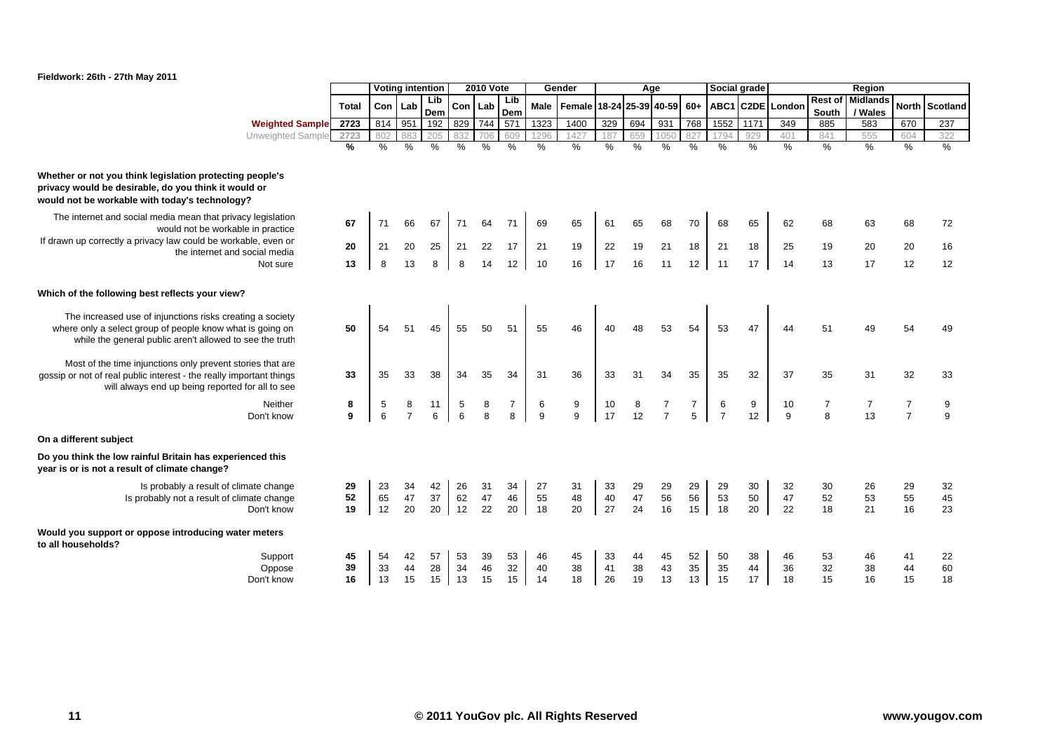**Fieldwork: 26th - 27th May 2011**

| | Total | Voting intention | | | 2010 Vote | | | Gender | | Age | | | | Social grade | | Region | | | | |
|---|---|---|---|---|---|---|---|---|---|---|---|---|---|---|---|---|---|---|---|---|
| | | Con | Lab | Lib Dem | Con | Lab | Lib Dem | Male | Female | 18-24 | 25-39 | 40-59 | 60+ | ABC1 | C2DE | London | Rest of South | Midlands / Wales | North | Scotland |
| **Weighted Sample** | 2723 | 814 | 951 | 192 | 829 | 744 | 571 | 1323 | 1400 | 329 | 694 | 931 | 768 | 1552 | 1171 | 349 | 885 | 583 | 670 | 237 |
| Unweighted Sample | 2723 | 802 | 883 | 205 | 832 | 706 | 609 | 1296 | 1427 | 187 | 659 | 1050 | 827 | 1794 | 929 | 401 | 841 | 555 | 604 | 322 |
| | % | % | % | % | % | % | % | % | % | % | % | % | % | % | % | % | % | % | % | % |
| **Whether or not you think legislation protecting people's privacy would be desirable, do you think it would or would not be workable with today's technology?** | | | | | | | | | | | | | | | | | | | | |
| The internet and social media mean that privacy legislation would not be workable in practice | 67 | 71 | 66 | 67 | 71 | 64 | 71 | 69 | 65 | 61 | 65 | 68 | 70 | 68 | 65 | 62 | 68 | 63 | 68 | 72 |
| If drawn up correctly a privacy law could be workable, even on the internet and social media | 20 | 21 | 20 | 25 | 21 | 22 | 17 | 21 | 19 | 22 | 19 | 21 | 18 | 21 | 18 | 25 | 19 | 20 | 20 | 16 |
| Not sure | 13 | 8 | 13 | 8 | 8 | 14 | 12 | 10 | 16 | 17 | 16 | 11 | 12 | 11 | 17 | 14 | 13 | 17 | 12 | 12 |
| **Which of the following best reflects your view?** | | | | | | | | | | | | | | | | | | | | |
| The increased use of injunctions risks creating a society where only a select group of people know what is going on while the general public aren't allowed to see the truth | 50 | 54 | 51 | 45 | 55 | 50 | 51 | 55 | 46 | 40 | 48 | 53 | 54 | 53 | 47 | 44 | 51 | 49 | 54 | 49 |
| Most of the time injunctions only prevent stories that are gossip or not of real public interest - the really important things will always end up being reported for all to see | 33 | 35 | 33 | 38 | 34 | 35 | 34 | 31 | 36 | 33 | 31 | 34 | 35 | 35 | 32 | 37 | 35 | 31 | 32 | 33 |
| Neither | 8 | 5 | 8 | 11 | 5 | 8 | 7 | 6 | 9 | 10 | 8 | 7 | 7 | 6 | 9 | 10 | 7 | 7 | 7 | 9 |
| Don't know | 9 | 6 | 7 | 6 | 6 | 8 | 8 | 9 | 9 | 17 | 12 | 7 | 5 | 7 | 12 | 9 | 8 | 13 | 7 | 9 |
| **On a different subject** | | | | | | | | | | | | | | | | | | | | |
| **Do you think the low rainful Britain has experienced this year is or is not a result of climate change?** | | | | | | | | | | | | | | | | | | | | |
| Is probably a result of climate change | 29 | 23 | 34 | 42 | 26 | 31 | 34 | 27 | 31 | 33 | 29 | 29 | 29 | 29 | 30 | 32 | 30 | 26 | 29 | 32 |
| Is probably not a result of climate change | 52 | 65 | 47 | 37 | 62 | 47 | 46 | 55 | 48 | 40 | 47 | 56 | 56 | 53 | 50 | 47 | 52 | 53 | 55 | 45 |
| Don't know | 19 | 12 | 20 | 20 | 12 | 22 | 20 | 18 | 20 | 27 | 24 | 16 | 15 | 18 | 20 | 22 | 18 | 21 | 16 | 23 |
| **Would you support or oppose introducing water meters to all households?** | | | | | | | | | | | | | | | | | | | | |
| Support | 45 | 54 | 42 | 57 | 53 | 39 | 53 | 46 | 45 | 33 | 44 | 45 | 52 | 50 | 38 | 46 | 53 | 46 | 41 | 22 |
| Oppose | 39 | 33 | 44 | 28 | 34 | 46 | 32 | 40 | 38 | 41 | 38 | 43 | 35 | 35 | 44 | 36 | 32 | 38 | 44 | 60 |
| Don't know | 16 | 13 | 15 | 15 | 13 | 15 | 15 | 14 | 18 | 26 | 19 | 13 | 13 | 15 | 17 | 18 | 15 | 16 | 15 | 18 |

© 2011 YouGov plc. All Rights Reserved

www.yougov.com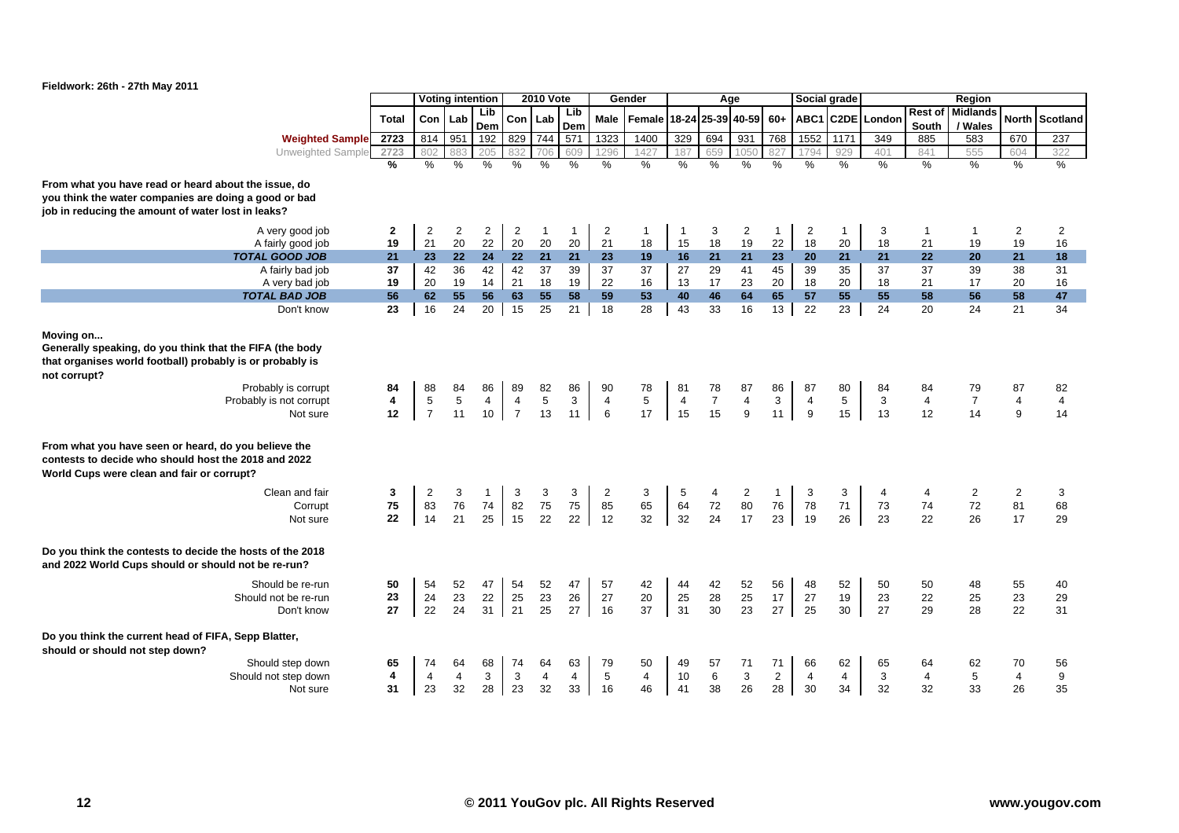**Fieldwork: 26th - 27th May 2011**

| | Total | Voting intention | | | 2010 Vote | | | Gender | | Age | | | | Social grade | | Region | | | | |
|---|---|---|---|---|---|---|---|---|---|---|---|---|---|---|---|---|---|---|---|---|
| | | Con | Lab | Lib Dem | Con | Lab | Lib Dem | Male | Female | 18-24 | 25-39 | 40-59 | 60+ | ABC1 | C2DE | London | Rest of South | Midlands / Wales | North | Scotland |
| **Weighted Sample** | 2723 | 814 | 951 | 192 | 829 | 744 | 571 | 1323 | 1400 | 329 | 694 | 931 | 768 | 1552 | 1171 | 349 | 885 | 583 | 670 | 237 |
| Unweighted Sample | 2723 | 802 | 883 | 205 | 832 | 706 | 609 | 1296 | 1427 | 187 | 659 | 1050 | 827 | 1794 | 929 | 401 | 841 | 555 | 604 | 322 |
| | % | % | % | % | % | % | % | % | % | % | % | % | % | % | % | % | % | % | % | % |
| **From what you have read or heard about the issue, do you think the water companies are doing a good or bad job in reducing the amount of water lost in leaks?** | | | | | | | | | | | | | | | | | | | | |
| A very good job | 2 | 2 | 2 | 2 | 2 | 1 | 1 | 2 | 1 | 1 | 3 | 2 | 1 | 2 | 1 | 3 | 1 | 1 | 2 | 2 |
| A fairly good job | 19 | 21 | 20 | 22 | 20 | 20 | 20 | 21 | 18 | 15 | 18 | 19 | 22 | 18 | 20 | 18 | 21 | 19 | 19 | 16 |
| ***TOTAL GOOD JOB*** | **21** | **23** | **22** | **24** | **22** | **21** | **21** | **23** | **19** | **16** | **21** | **21** | **23** | **20** | **21** | **21** | **22** | **20** | **21** | **18** |
| A fairly bad job | 37 | 42 | 36 | 42 | 42 | 37 | 39 | 37 | 37 | 27 | 29 | 41 | 45 | 39 | 35 | 37 | 37 | 39 | 38 | 31 |
| A very bad job | 19 | 20 | 19 | 14 | 21 | 18 | 19 | 22 | 16 | 13 | 17 | 23 | 20 | 18 | 20 | 18 | 21 | 17 | 20 | 16 |
| ***TOTAL BAD JOB*** | **56** | **62** | **55** | **56** | **63** | **55** | **58** | **59** | **53** | **40** | **46** | **64** | **65** | **57** | **55** | **55** | **58** | **56** | **58** | **47** |
| Don't know | 23 | 16 | 24 | 20 | 15 | 25 | 21 | 18 | 28 | 43 | 33 | 16 | 13 | 22 | 23 | 24 | 20 | 24 | 21 | 34 |
| **Moving on... Generally speaking, do you think that the FIFA (the body that organises world football) probably is or probably is not corrupt?** | | | | | | | | | | | | | | | | | | | | |
| Probably is corrupt | 84 | 88 | 84 | 86 | 89 | 82 | 86 | 90 | 78 | 81 | 78 | 87 | 86 | 87 | 80 | 84 | 84 | 79 | 87 | 82 |
| Probably is not corrupt | 4 | 5 | 5 | 4 | 4 | 5 | 3 | 4 | 5 | 4 | 7 | 4 | 3 | 4 | 5 | 3 | 4 | 7 | 4 | 4 |
| Not sure | 12 | 7 | 11 | 10 | 7 | 13 | 11 | 6 | 17 | 15 | 15 | 9 | 11 | 9 | 15 | 13 | 12 | 14 | 9 | 14 |
| **From what you have seen or heard, do you believe the contests to decide who should host the 2018 and 2022 World Cups were clean and fair or corrupt?** | | | | | | | | | | | | | | | | | | | | |
| Clean and fair | 3 | 2 | 3 | 1 | 3 | 3 | 3 | 2 | 3 | 5 | 4 | 2 | 1 | 3 | 3 | 4 | 4 | 2 | 2 | 3 |
| Corrupt | 75 | 83 | 76 | 74 | 82 | 75 | 75 | 85 | 65 | 64 | 72 | 80 | 76 | 78 | 71 | 73 | 74 | 72 | 81 | 68 |
| Not sure | 22 | 14 | 21 | 25 | 15 | 22 | 22 | 12 | 32 | 32 | 24 | 17 | 23 | 19 | 26 | 23 | 22 | 26 | 17 | 29 |
| **Do you think the contests to decide the hosts of the 2018 and 2022 World Cups should or should not be re-run?** | | | | | | | | | | | | | | | | | | | | |
| Should be re-run | 50 | 54 | 52 | 47 | 54 | 52 | 47 | 57 | 42 | 44 | 42 | 52 | 56 | 48 | 52 | 50 | 50 | 48 | 55 | 40 |
| Should not be re-run | 23 | 24 | 23 | 22 | 25 | 23 | 26 | 27 | 20 | 25 | 28 | 25 | 17 | 27 | 19 | 23 | 22 | 25 | 23 | 29 |
| Don't know | 27 | 22 | 24 | 31 | 21 | 25 | 27 | 16 | 37 | 31 | 30 | 23 | 27 | 25 | 30 | 27 | 29 | 28 | 22 | 31 |
| **Do you think the current head of FIFA, Sepp Blatter, should or should not step down?** | | | | | | | | | | | | | | | | | | | | |
| Should step down | 65 | 74 | 64 | 68 | 74 | 64 | 63 | 79 | 50 | 49 | 57 | 71 | 71 | 66 | 62 | 65 | 64 | 62 | 70 | 56 |
| Should not step down | 4 | 4 | 4 | 3 | 3 | 4 | 4 | 5 | 4 | 10 | 6 | 3 | 2 | 4 | 4 | 3 | 4 | 5 | 4 | 9 |
| Not sure | 31 | 23 | 32 | 28 | 23 | 32 | 33 | 16 | 46 | 41 | 38 | 26 | 28 | 30 | 34 | 32 | 32 | 33 | 26 | 35 |

**© 2011 YouGov plc. All Rights Reserved** www.yougov.com